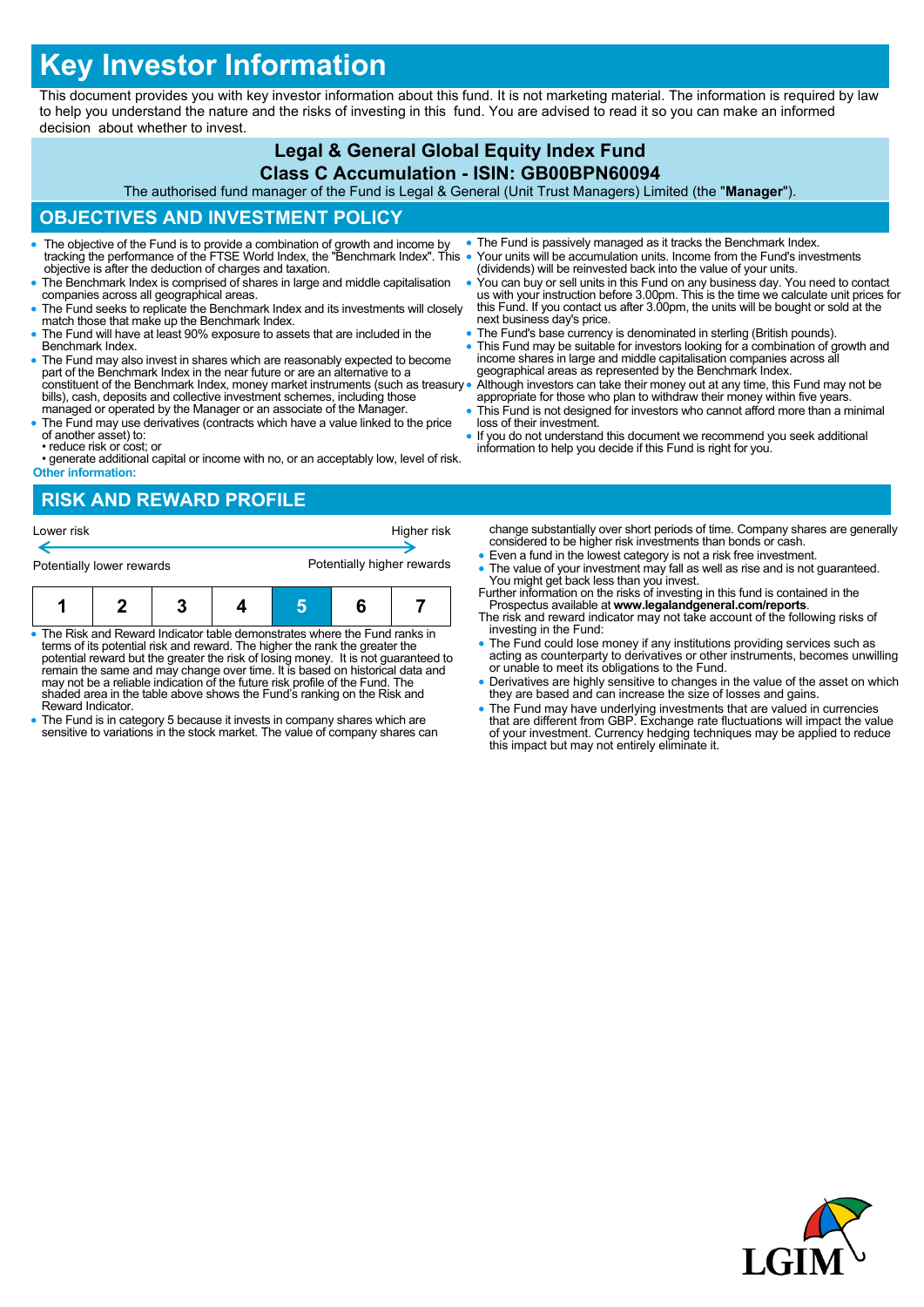// Key Investor Information

This document provides you with key investor information about this fund. It is not marketing material. The information is required by law to help you understand the nature and the risks of investing in this fund. You are advised to read it so you can make an informed decision about whether to invest.

**Legal & General Global Equity Index Fund**

**Class C Accumulation - ISIN: GB00BPN60094**

The authorised fund manager of the Fund is Legal & General (Unit Trust Managers) Limited (the "**Manager**").

## OBJECTIVES AND INVESTMENT POLICY

- The objective of the Fund is to provide a combination of growth and income by tracking the performance of the FTSE World Index, the "Benchmark Index". This objective is after the deduction of charges and taxation.
- The Benchmark Index is comprised of shares in large and middle capitalisation companies across all geographical areas.
- The Fund seeks to replicate the Benchmark Index and its investments will closely match those that make up the Benchmark Index.
- The Fund will have at least 90% exposure to assets that are included in the Benchmark Index.
- The Fund may also invest in shares which are reasonably expected to become part of the Benchmark Index in the near future or are an alternative to a constituent of the Benchmark Index, money market instruments (such as treasury bills), cash, deposits and collective investment schemes, including those managed or operated by the Manager or an associate of the Manager.
- The Fund may use derivatives (contracts which have a value linked to the price of another asset) to:
  • reduce risk or cost; or
  • generate additional capital or income with no, or an acceptably low, level of risk.

**Other information:**

- The Fund is passively managed as it tracks the Benchmark Index.
- Your units will be accumulation units. Income from the Fund's investments (dividends) will be reinvested back into the value of your units.
- You can buy or sell units in this Fund on any business day. You need to contact us with your instruction before 3.00pm. This is the time we calculate unit prices for this Fund. If you contact us after 3.00pm, the units will be bought or sold at the next business day's price.
- The Fund's base currency is denominated in sterling (British pounds).
- This Fund may be suitable for investors looking for a combination of growth and income shares in large and middle capitalisation companies across all geographical areas as represented by the Benchmark Index.
- Although investors can take their money out at any time, this Fund may not be appropriate for those who plan to withdraw their money within five years.
- This Fund is not designed for investors who cannot afford more than a minimal loss of their investment.
- If you do not understand this document we recommend you seek additional information to help you decide if this Fund is right for you.

## RISK AND REWARD PROFILE

Lower risk ← → Higher risk

Potentially lower rewards — Potentially higher rewards

| 1 | 2 | 3 | 4 | **5** | 6 | 7 |
|---|---|---|---|---|---|---|

- The Risk and Reward Indicator table demonstrates where the Fund ranks in terms of its potential risk and reward. The higher the rank the greater the potential reward but the greater the risk of losing money. It is not guaranteed to remain the same and may change over time. It is based on historical data and may not be a reliable indication of the future risk profile of the Fund. The shaded area in the table above shows the Fund's ranking on the Risk and Reward Indicator.
- The Fund is in category 5 because it invests in company shares which are sensitive to variations in the stock market. The value of company shares can change substantially over short periods of time. Company shares are generally considered to be higher risk investments than bonds or cash.
- Even a fund in the lowest category is not a risk free investment.
- The value of your investment may fall as well as rise and is not guaranteed. You might get back less than you invest.

Further information on the risks of investing in this fund is contained in the Prospectus available at **www.legalandgeneral.com/reports**.

The risk and reward indicator may not take account of the following risks of investing in the Fund:

- The Fund could lose money if any institutions providing services such as acting as counterparty to derivatives or other instruments, becomes unwilling or unable to meet its obligations to the Fund.
- Derivatives are highly sensitive to changes in the value of the asset on which they are based and can increase the size of losses and gains.
- The Fund may have underlying investments that are valued in currencies that are different from GBP. Exchange rate fluctuations will impact the value of your investment. Currency hedging techniques may be applied to reduce this impact but may not entirely eliminate it.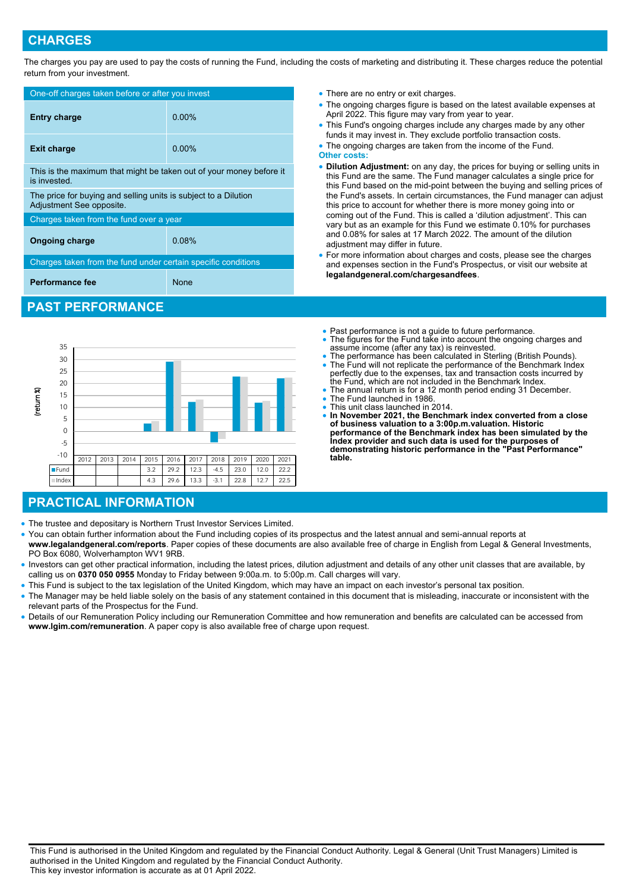## CHARGES

The charges you pay are used to pay the costs of running the Fund, including the costs of marketing and distributing it. These charges reduce the potential return from your investment.

| | |
|---|---|
| One-off charges taken before or after you invest | |
| **Entry charge** | 0.00% |
| **Exit charge** | 0.00% |
| This is the maximum that might be taken out of your money before it is invested. | |
| The price for buying and selling units is subject to a Dilution Adjustment See opposite. | |
| Charges taken from the fund over a year | |
| **Ongoing charge** | 0.08% |
| Charges taken from the fund under certain specific conditions | |
| **Performance fee** | None |

- There are no entry or exit charges.
- The ongoing charges figure is based on the latest available expenses at April 2022. This figure may vary from year to year.
- This Fund's ongoing charges include any charges made by any other funds it may invest in. They exclude portfolio transaction costs.
- The ongoing charges are taken from the income of the Fund.

**Other costs:**

- **Dilution Adjustment:** on any day, the prices for buying or selling units in this Fund are the same. The Fund manager calculates a single price for this Fund based on the mid-point between the buying and selling prices of the Fund's assets. In certain circumstances, the Fund manager can adjust this price to account for whether there is more money going into or coming out of the Fund. This is called a 'dilution adjustment'. This can vary but as an example for this Fund we estimate 0.10% for purchases and 0.08% for sales at 17 March 2022. The amount of the dilution adjustment may differ in future.
- For more information about charges and costs, please see the charges and expenses section in the Fund's Prospectus, or visit our website at **legalandgeneral.com/chargesandfees**.

## PAST PERFORMANCE

(return %)

35
30
25
20
15
10
5
0
-5
-10

2012 2013 2014 2015 2016 2017 2018 2019 2020 2021

Fund: 3.2 29.2 12.3 -4.5 23.0 12.0 22.2

Index: 4.3 29.6 13.3 -3.1 22.8 12.7 22.5

- Past performance is not a guide to future performance.
- The figures for the Fund take into account the ongoing charges and assume income (after any tax) is reinvested.
- The performance has been calculated in Sterling (British Pounds).
- The Fund will not replicate the performance of the Benchmark Index perfectly due to the expenses, tax and transaction costs incurred by the Fund, which are not included in the Benchmark Index.
- The annual return is for a 12 month period ending 31 December.
- The Fund launched in 1986.
- This unit class launched in 2014.
- **In November 2021, the Benchmark index converted from a close of business valuation to a 3:00p.m.valuation. Historic performance of the Benchmark index has been simulated by the Index provider and such data is used for the purposes of demonstrating historic performance in the "Past Performance" table.**

## PRACTICAL INFORMATION

- The trustee and depositary is Northern Trust Investor Services Limited.
- You can obtain further information about the Fund including copies of its prospectus and the latest annual and semi-annual reports at **www.legalandgeneral.com/reports**. Paper copies of these documents are also available free of charge in English from Legal & General Investments, PO Box 6080, Wolverhampton WV1 9RB.
- Investors can get other practical information, including the latest prices, dilution adjustment and details of any other unit classes that are available, by calling us on **0370 050 0955** Monday to Friday between 9:00a.m. to 5:00p.m. Call charges will vary.
- This Fund is subject to the tax legislation of the United Kingdom, which may have an impact on each investor's personal tax position.
- The Manager may be held liable solely on the basis of any statement contained in this document that is misleading, inaccurate or inconsistent with the relevant parts of the Prospectus for the Fund.
- Details of our Remuneration Policy including our Remuneration Committee and how remuneration and benefits are calculated can be accessed from **www.lgim.com/remuneration**. A paper copy is also available free of charge upon request.

This Fund is authorised in the United Kingdom and regulated by the Financial Conduct Authority. Legal & General (Unit Trust Managers) Limited is authorised in the United Kingdom and regulated by the Financial Conduct Authority.
This key investor information is accurate as at 01 April 2022.